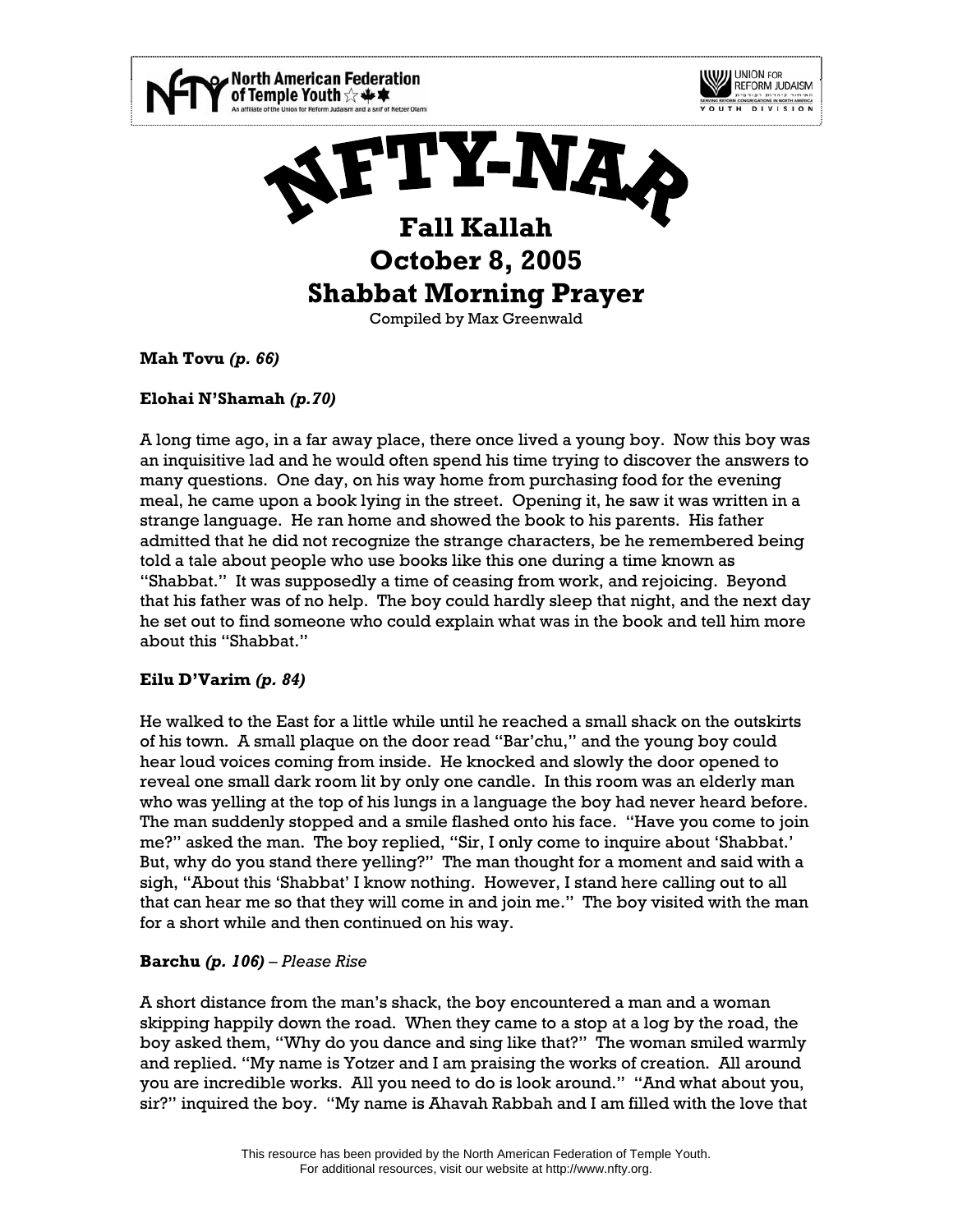North American Federation of Temple Youth
An affiliate of the Union for Reform Judaism and a snif of Netzer Olami

UNION FOR REFORM JUDAISM
YOUTH DIVISION

# NFTY-NAR

## Fall Kallah
## October 8, 2005
## Shabbat Morning Prayer

Compiled by Max Greenwald

**Mah Tovu** ***(p. 66)***

**Elohai N'Shamah** ***(p.70)***

A long time ago, in a far away place, there once lived a young boy. Now this boy was an inquisitive lad and he would often spend his time trying to discover the answers to many questions. One day, on his way home from purchasing food for the evening meal, he came upon a book lying in the street. Opening it, he saw it was written in a strange language. He ran home and showed the book to his parents. His father admitted that he did not recognize the strange characters, be he remembered being told a tale about people who use books like this one during a time known as "Shabbat." It was supposedly a time of ceasing from work, and rejoicing. Beyond that his father was of no help. The boy could hardly sleep that night, and the next day he set out to find someone who could explain what was in the book and tell him more about this "Shabbat."

**Eilu D'Varim** ***(p. 84)***

He walked to the East for a little while until he reached a small shack on the outskirts of his town. A small plaque on the door read "Bar'chu," and the young boy could hear loud voices coming from inside. He knocked and slowly the door opened to reveal one small dark room lit by only one candle. In this room was an elderly man who was yelling at the top of his lungs in a language the boy had never heard before. The man suddenly stopped and a smile flashed onto his face. "Have you come to join me?" asked the man. The boy replied, "Sir, I only come to inquire about 'Shabbat.' But, why do you stand there yelling?" The man thought for a moment and said with a sigh, "About this 'Shabbat' I know nothing. However, I stand here calling out to all that can hear me so that they will come in and join me." The boy visited with the man for a short while and then continued on his way.

**Barchu** ***(p. 106)*** *– Please Rise*

A short distance from the man's shack, the boy encountered a man and a woman skipping happily down the road. When they came to a stop at a log by the road, the boy asked them, "Why do you dance and sing like that?" The woman smiled warmly and replied. "My name is Yotzer and I am praising the works of creation. All around you are incredible works. All you need to do is look around." "And what about you, sir?" inquired the boy. "My name is Ahavah Rabbah and I am filled with the love that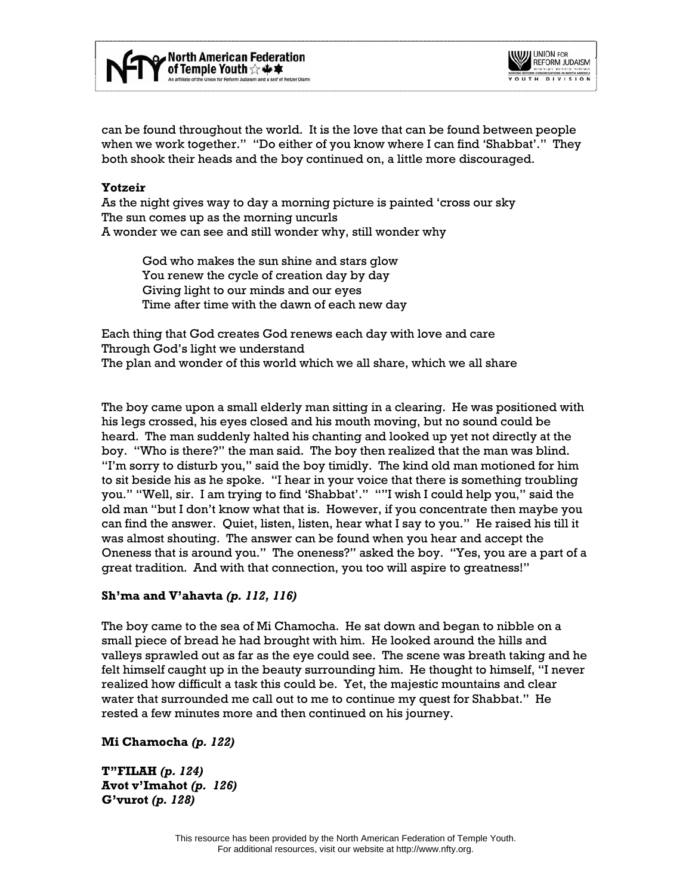can be found throughout the world. It is the love that can be found between people when we work together." "Do either of you know where I can find 'Shabbat'." They both shook their heads and the boy continued on, a little more discouraged.

**Yotzeir**

As the night gives way to day a morning picture is painted 'cross our sky
The sun comes up as the morning uncurls
A wonder we can see and still wonder why, still wonder why

> God who makes the sun shine and stars glow
> You renew the cycle of creation day by day
> Giving light to our minds and our eyes
> Time after time with the dawn of each new day

Each thing that God creates God renews each day with love and care
Through God's light we understand
The plan and wonder of this world which we all share, which we all share

The boy came upon a small elderly man sitting in a clearing. He was positioned with his legs crossed, his eyes closed and his mouth moving, but no sound could be heard. The man suddenly halted his chanting and looked up yet not directly at the boy. "Who is there?" the man said. The boy then realized that the man was blind. "I'm sorry to disturb you," said the boy timidly. The kind old man motioned for him to sit beside his as he spoke. "I hear in your voice that there is something troubling you." "Well, sir. I am trying to find 'Shabbat'." ""I wish I could help you," said the old man "but I don't know what that is. However, if you concentrate then maybe you can find the answer. Quiet, listen, listen, hear what I say to you." He raised his till it was almost shouting. The answer can be found when you hear and accept the Oneness that is around you." The oneness?" asked the boy. "Yes, you are a part of a great tradition. And with that connection, you too will aspire to greatness!"

**Sh'ma and V'ahavta** ***(p. 112, 116)***

The boy came to the sea of Mi Chamocha. He sat down and began to nibble on a small piece of bread he had brought with him. He looked around the hills and valleys sprawled out as far as the eye could see. The scene was breath taking and he felt himself caught up in the beauty surrounding him. He thought to himself, "I never realized how difficult a task this could be. Yet, the majestic mountains and clear water that surrounded me call out to me to continue my quest for Shabbat." He rested a few minutes more and then continued on his journey.

**Mi Chamocha** ***(p. 122)***

**T"FILAH** ***(p. 124)***
**Avot v'Imahot** ***(p. 126)***
**G'vurot** ***(p. 128)***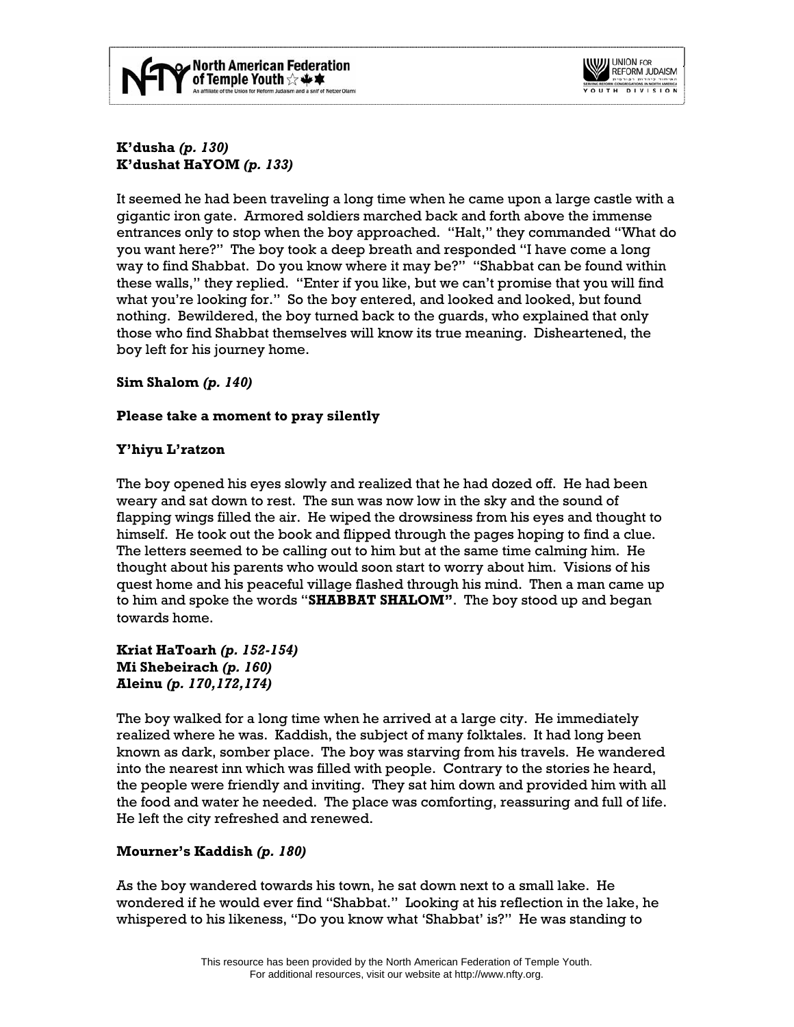**K'dusha** ***(p. 130)***
**K'dushat HaYOM** ***(p. 133)***

It seemed he had been traveling a long time when he came upon a large castle with a gigantic iron gate. Armored soldiers marched back and forth above the immense entrances only to stop when the boy approached. "Halt," they commanded "What do you want here?" The boy took a deep breath and responded "I have come a long way to find Shabbat. Do you know where it may be?" "Shabbat can be found within these walls," they replied. "Enter if you like, but we can't promise that you will find what you're looking for." So the boy entered, and looked and looked, but found nothing. Bewildered, the boy turned back to the guards, who explained that only those who find Shabbat themselves will know its true meaning. Disheartened, the boy left for his journey home.

**Sim Shalom** ***(p. 140)***

**Please take a moment to pray silently**

**Y'hiyu L'ratzon**

The boy opened his eyes slowly and realized that he had dozed off. He had been weary and sat down to rest. The sun was now low in the sky and the sound of flapping wings filled the air. He wiped the drowsiness from his eyes and thought to himself. He took out the book and flipped through the pages hoping to find a clue. The letters seemed to be calling out to him but at the same time calming him. He thought about his parents who would soon start to worry about him. Visions of his quest home and his peaceful village flashed through his mind. Then a man came up to him and spoke the words "**SHABBAT SHALOM"**. The boy stood up and began towards home.

**Kriat HaToarh** ***(p. 152-154)***
**Mi Shebeirach** ***(p. 160)***
**Aleinu** ***(p. 170,172,174)***

The boy walked for a long time when he arrived at a large city. He immediately realized where he was. Kaddish, the subject of many folktales. It had long been known as dark, somber place. The boy was starving from his travels. He wandered into the nearest inn which was filled with people. Contrary to the stories he heard, the people were friendly and inviting. They sat him down and provided him with all the food and water he needed. The place was comforting, reassuring and full of life. He left the city refreshed and renewed.

**Mourner's Kaddish** ***(p. 180)***

As the boy wandered towards his town, he sat down next to a small lake. He wondered if he would ever find "Shabbat." Looking at his reflection in the lake, he whispered to his likeness, "Do you know what 'Shabbat' is?" He was standing to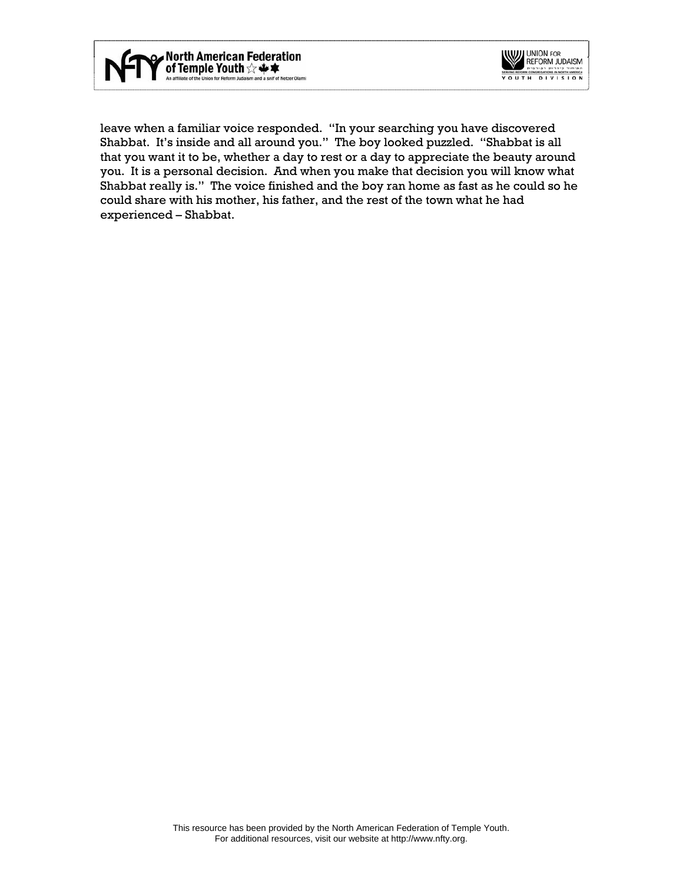leave when a familiar voice responded. "In your searching you have discovered Shabbat. It's inside and all around you." The boy looked puzzled. "Shabbat is all that you want it to be, whether a day to rest or a day to appreciate the beauty around you. It is a personal decision. And when you make that decision you will know what Shabbat really is." The voice finished and the boy ran home as fast as he could so he could share with his mother, his father, and the rest of the town what he had experienced – Shabbat.